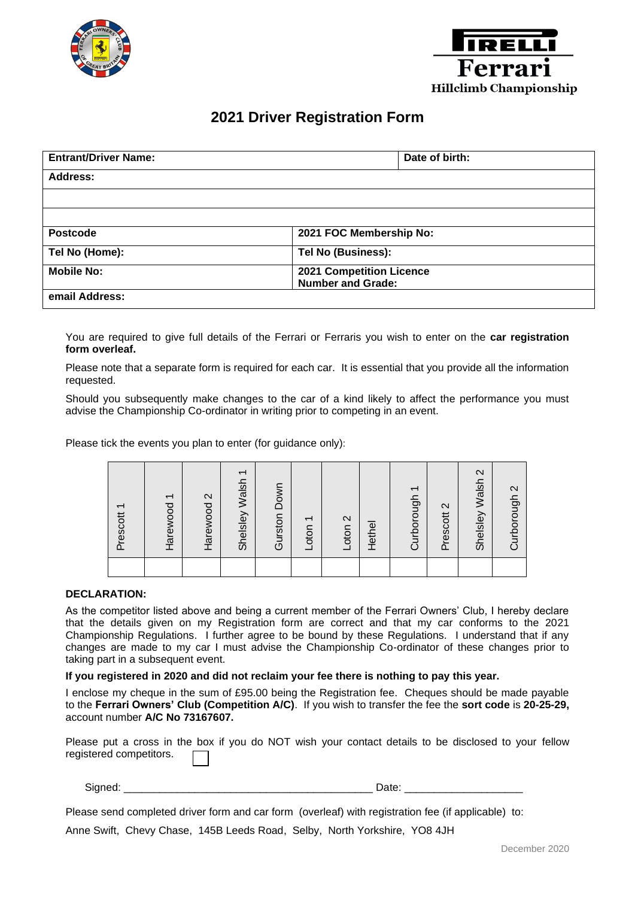Pirelli Ferrari Hillclimb Championship

# 2021 Driver Registration Form

| Entrant/Driver Name: | | Date of birth: |
|---|---|---|
| Address: | | |
| | | |
| | | |
| Postcode | 2021 FOC Membership No: | |
| Tel No (Home): | Tel No (Business): | |
| Mobile No: | 2021 Competition Licence Number and Grade: | |
| email Address: | | |

You are required to give full details of the Ferrari or Ferraris you wish to enter on the **car registration form overleaf.**

Please note that a separate form is required for each car. It is essential that you provide all the information requested.

Should you subsequently make changes to the car of a kind likely to affect the performance you must advise the Championship Co-ordinator in writing prior to competing in an event.

Please tick the events you plan to enter (for guidance only):

| Prescott 1 | Harewood 1 | Harewood 2 | Shelsley Walsh 1 | Gurston Down | Loton 1 | Loton 2 | Hethel | Curborough 1 | Prescott 2 | Shelsley Walsh 2 | Curborough 2 |
|---|---|---|---|---|---|---|---|---|---|---|---|
| | | | | | | | | | | | |

**DECLARATION:**

As the competitor listed above and being a current member of the Ferrari Owners' Club, I hereby declare that the details given on my Registration form are correct and that my car conforms to the 2021 Championship Regulations. I further agree to be bound by these Regulations. I understand that if any changes are made to my car I must advise the Championship Co-ordinator of these changes prior to taking part in a subsequent event.

**If you registered in 2020 and did not reclaim your fee there is nothing to pay this year.**

I enclose my cheque in the sum of £95.00 being the Registration fee. Cheques should be made payable to the **Ferrari Owners' Club (Competition A/C)**. If you wish to transfer the fee the **sort code** is **20-25-29,** account number **A/C No 73167607.**

Please put a cross in the box if you do NOT wish your contact details to be disclosed to your fellow registered competitors. ☐

Signed: _________________________________________ Date: ____________________

Please send completed driver form and car form (overleaf) with registration fee (if applicable) to:

Anne Swift, Chevy Chase, 145B Leeds Road, Selby, North Yorkshire, YO8 4JH

December 2020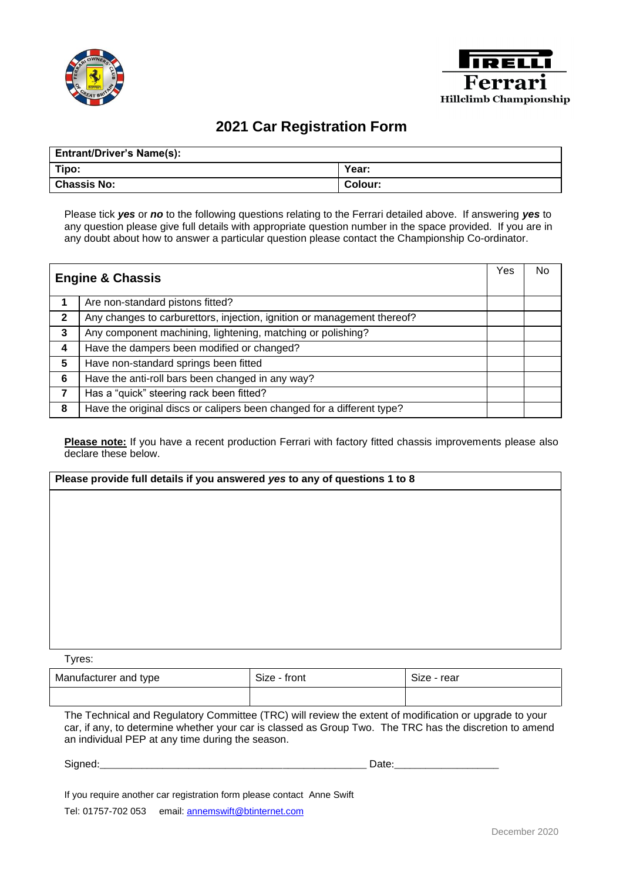Pirelli Ferrari Hillclimb Championship

# 2021 Car Registration Form

| Entrant/Driver's Name(s): | |
|---|---|
| **Tipo:** | **Year:** |
| **Chassis No:** | **Colour:** |

Please tick ***yes*** or ***no*** to the following questions relating to the Ferrari detailed above. If answering ***yes*** to any question please give full details with appropriate question number in the space provided. If you are in any doubt about how to answer a particular question please contact the Championship Co-ordinator.

| | **Engine & Chassis** | Yes | No |
|---|---|---|---|
| **1** | Are non-standard pistons fitted? | | |
| **2** | Any changes to carburettors, injection, ignition or management thereof? | | |
| **3** | Any component machining, lightening, matching or polishing? | | |
| **4** | Have the dampers been modified or changed? | | |
| **5** | Have non-standard springs been fitted | | |
| **6** | Have the anti-roll bars been changed in any way? | | |
| **7** | Has a "quick" steering rack been fitted? | | |
| **8** | Have the original discs or calipers been changed for a different type? | | |

**Please note:** If you have a recent production Ferrari with factory fitted chassis improvements please also declare these below.

**Please provide full details if you answered *yes* to any of questions 1 to 8**

Tyres:

| Manufacturer and type | Size - front | Size - rear |
|---|---|---|
| | | |

The Technical and Regulatory Committee (TRC) will review the extent of modification or upgrade to your car, if any, to determine whether your car is classed as Group Two. The TRC has the discretion to amend an individual PEP at any time during the season.

Signed:_______________________________________________ Date:__________________

If you require another car registration form please contact Anne Swift

Tel: 01757-702 053 email: annemswift@btinternet.com

December 2020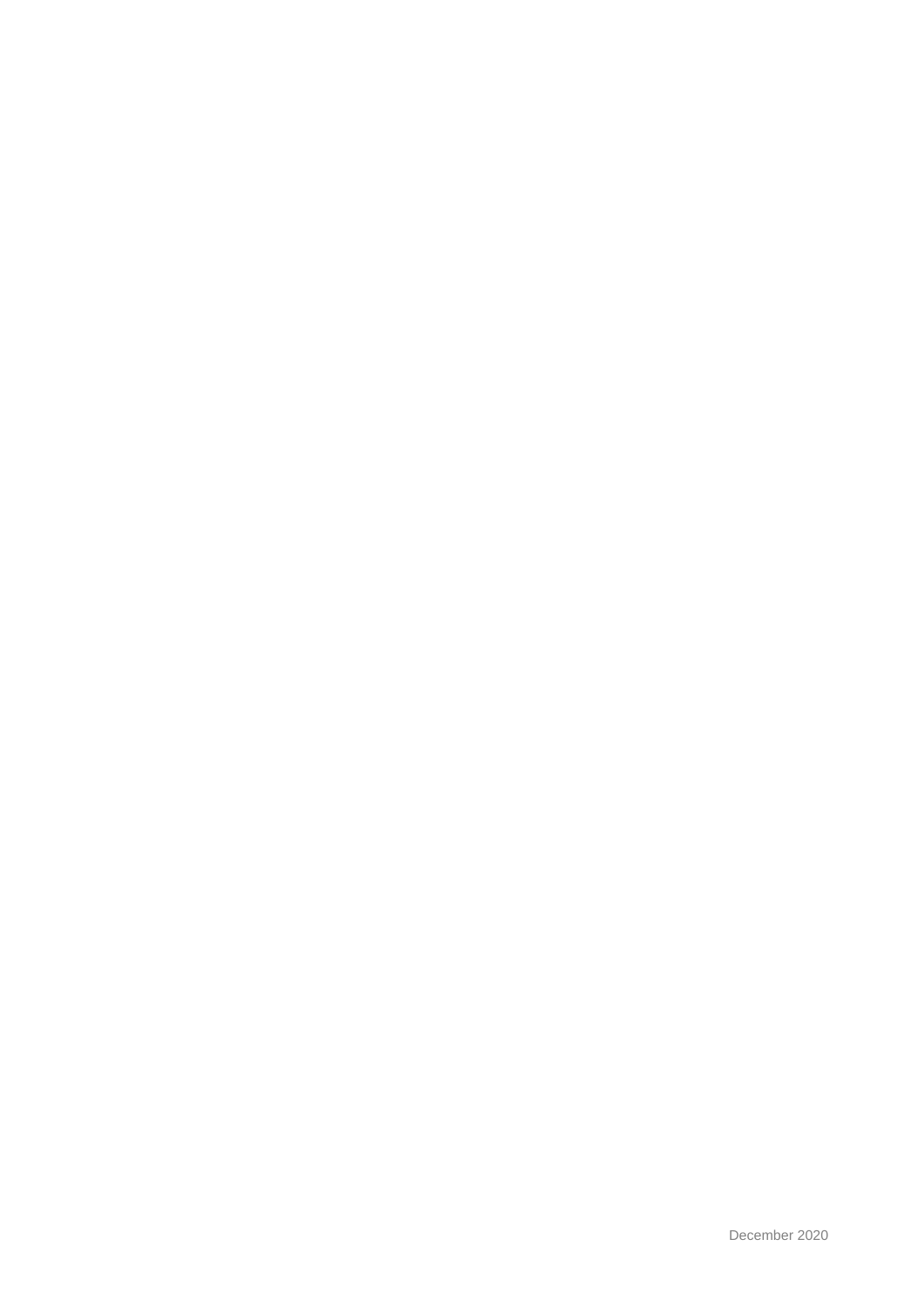December 2020